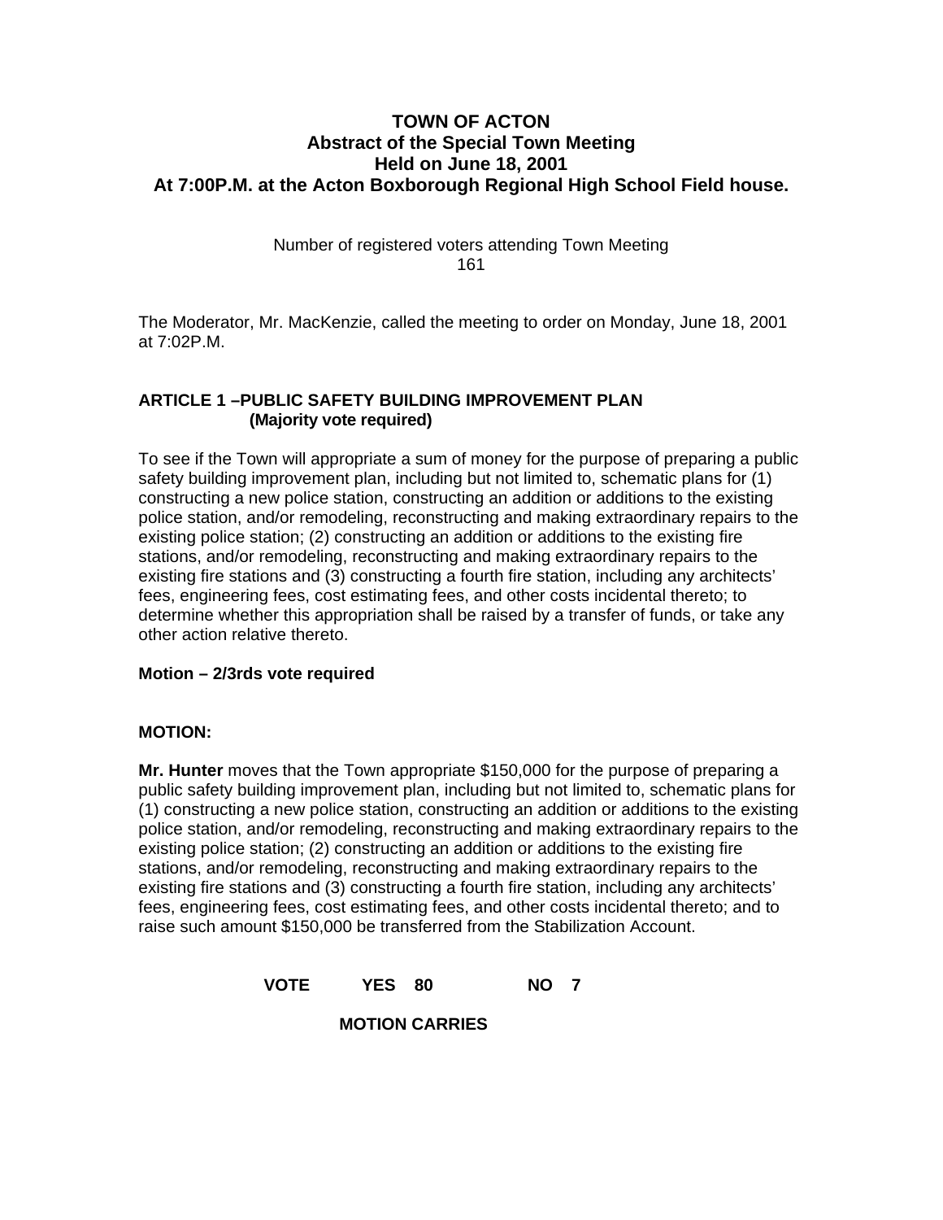# TOWN OF ACTON
## Abstract of the Special Town Meeting
## Held on June 18, 2001
## At 7:00P.M. at the Acton Boxborough Regional High School Field house.

Number of registered voters attending Town Meeting
161

The Moderator, Mr. MacKenzie, called the meeting to order on Monday, June 18, 2001 at 7:02P.M.

### ARTICLE 1 –PUBLIC SAFETY BUILDING IMPROVEMENT PLAN
**(Majority vote required)**

To see if the Town will appropriate a sum of money for the purpose of preparing a public safety building improvement plan, including but not limited to, schematic plans for (1) constructing a new police station, constructing an addition or additions to the existing police station, and/or remodeling, reconstructing and making extraordinary repairs to the existing police station; (2) constructing an addition or additions to the existing fire stations, and/or remodeling, reconstructing and making extraordinary repairs to the existing fire stations and (3) constructing a fourth fire station, including any architects' fees, engineering fees, cost estimating fees, and other costs incidental thereto; to determine whether this appropriation shall be raised by a transfer of funds, or take any other action relative thereto.

**Motion – 2/3rds vote required**

**MOTION:**

**Mr. Hunter** moves that the Town appropriate $150,000 for the purpose of preparing a public safety building improvement plan, including but not limited to, schematic plans for (1) constructing a new police station, constructing an addition or additions to the existing police station, and/or remodeling, reconstructing and making extraordinary repairs to the existing police station; (2) constructing an addition or additions to the existing fire stations, and/or remodeling, reconstructing and making extraordinary repairs to the existing fire stations and (3) constructing a fourth fire station, including any architects' fees, engineering fees, cost estimating fees, and other costs incidental thereto; and to raise such amount $150,000 be transferred from the Stabilization Account.

**VOTE YES 80 NO 7**

**MOTION CARRIES**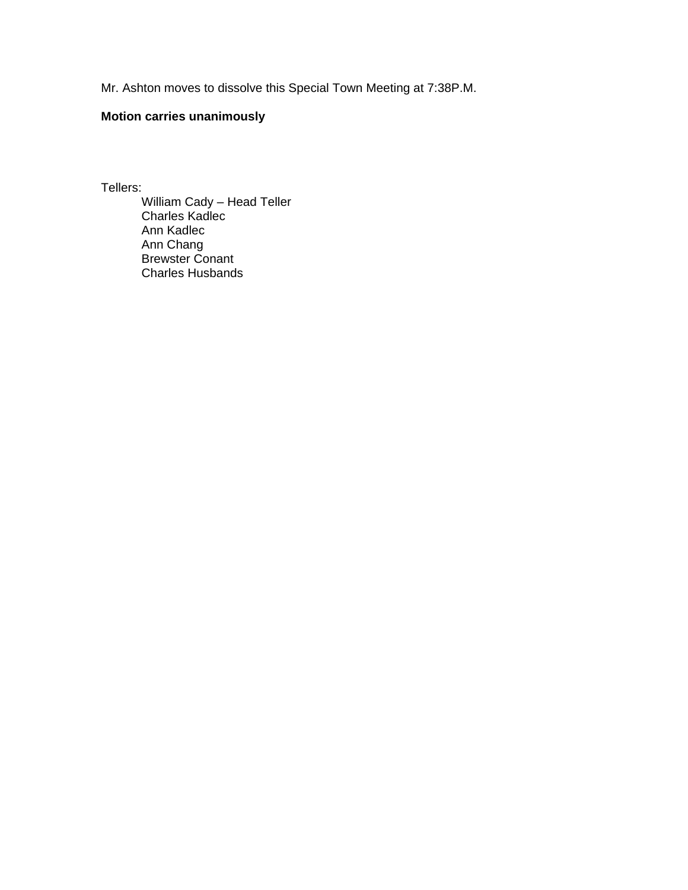Mr. Ashton moves to dissolve this Special Town Meeting at 7:38P.M.

**Motion carries unanimously**

Tellers:

- William Cady – Head Teller
- Charles Kadlec
- Ann Kadlec
- Ann Chang
- Brewster Conant
- Charles Husbands